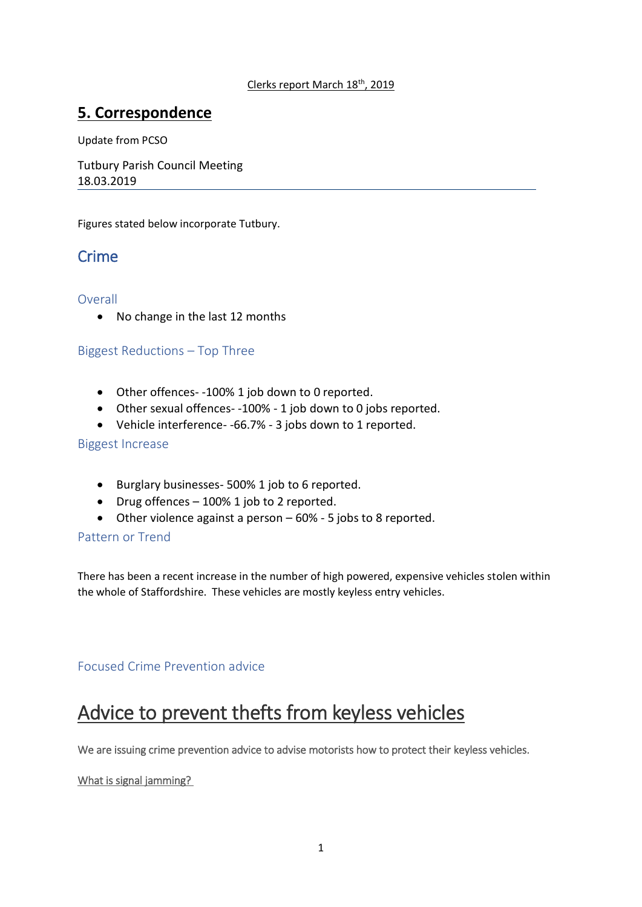Clerks report March 18th, 2019

# 5. Correspondence

Update from PCSO

Tutbury Parish Council Meeting
18.03.2019

---

Figures stated below incorporate Tutbury.

## Crime

### Overall

- No change in the last 12 months

### Biggest Reductions – Top Three

- Other offences- -100% 1 job down to 0 reported.
- Other sexual offences- -100% - 1 job down to 0 jobs reported.
- Vehicle interference- -66.7% - 3 jobs down to 1 reported.

### Biggest Increase

- Burglary businesses- 500% 1 job to 6 reported.
- Drug offences – 100% 1 job to 2 reported.
- Other violence against a person – 60% - 5 jobs to 8 reported.

### Pattern or Trend

There has been a recent increase in the number of high powered, expensive vehicles stolen within the whole of Staffordshire. These vehicles are mostly keyless entry vehicles.

### Focused Crime Prevention advice

# Advice to prevent thefts from keyless vehicles

We are issuing crime prevention advice to advise motorists how to protect their keyless vehicles.

What is signal jamming?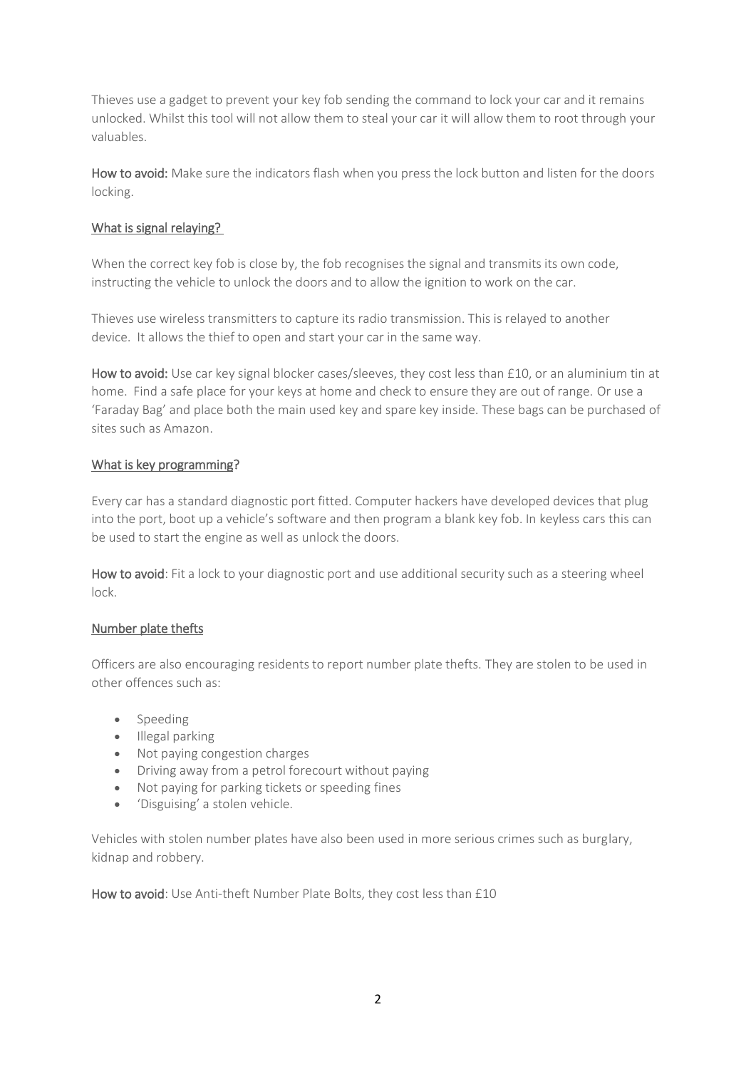Thieves use a gadget to prevent your key fob sending the command to lock your car and it remains unlocked. Whilst this tool will not allow them to steal your car it will allow them to root through your valuables.

**How to avoid:** Make sure the indicators flash when you press the lock button and listen for the doors locking.

## What is signal relaying?

When the correct key fob is close by, the fob recognises the signal and transmits its own code, instructing the vehicle to unlock the doors and to allow the ignition to work on the car.

Thieves use wireless transmitters to capture its radio transmission. This is relayed to another device. It allows the thief to open and start your car in the same way.

**How to avoid:** Use car key signal blocker cases/sleeves, they cost less than £10, or an aluminium tin at home. Find a safe place for your keys at home and check to ensure they are out of range. Or use a 'Faraday Bag' and place both the main used key and spare key inside. These bags can be purchased of sites such as Amazon.

## What is key programming?

Every car has a standard diagnostic port fitted. Computer hackers have developed devices that plug into the port, boot up a vehicle's software and then program a blank key fob. In keyless cars this can be used to start the engine as well as unlock the doors.

**How to avoid**: Fit a lock to your diagnostic port and use additional security such as a steering wheel lock.

## Number plate thefts

Officers are also encouraging residents to report number plate thefts. They are stolen to be used in other offences such as:

- Speeding
- Illegal parking
- Not paying congestion charges
- Driving away from a petrol forecourt without paying
- Not paying for parking tickets or speeding fines
- 'Disguising' a stolen vehicle.

Vehicles with stolen number plates have also been used in more serious crimes such as burglary, kidnap and robbery.

**How to avoid**: Use Anti-theft Number Plate Bolts, they cost less than £10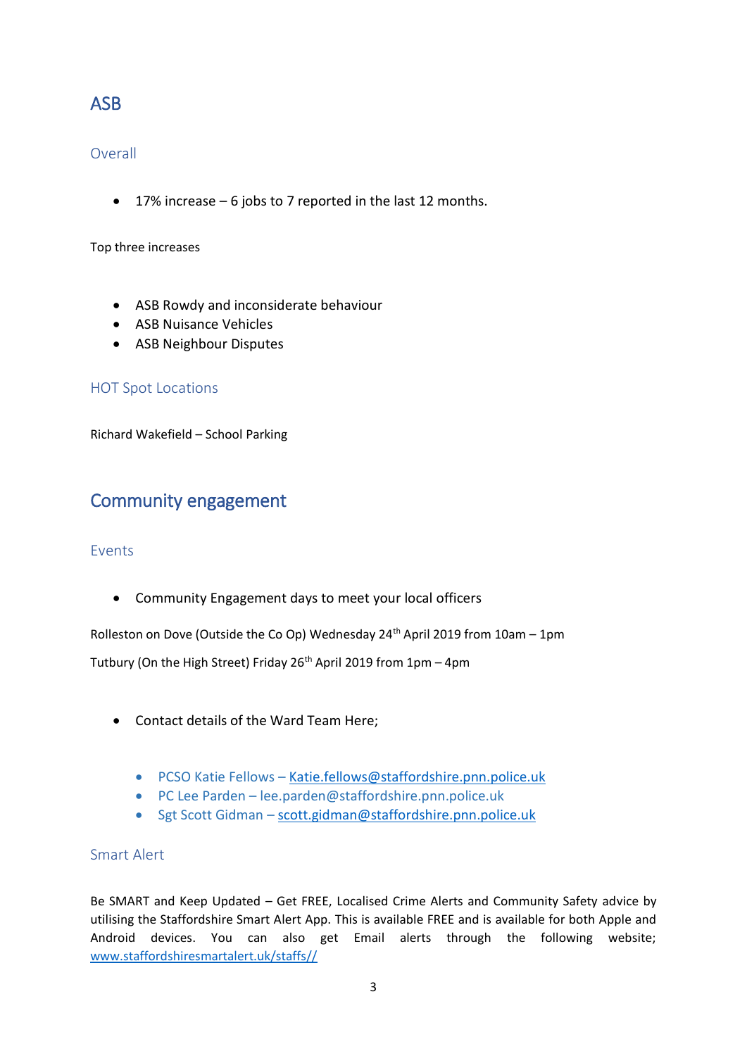# ASB

## Overall

- 17% increase – 6 jobs to 7 reported in the last 12 months.

Top three increases

- ASB Rowdy and inconsiderate behaviour
- ASB Nuisance Vehicles
- ASB Neighbour Disputes

## HOT Spot Locations

Richard Wakefield – School Parking

# Community engagement

## Events

- Community Engagement days to meet your local officers

Rolleston on Dove (Outside the Co Op) Wednesday 24th April 2019 from 10am – 1pm

Tutbury (On the High Street) Friday 26th April 2019 from 1pm – 4pm

- Contact details of the Ward Team Here;
  - PCSO Katie Fellows – Katie.fellows@staffordshire.pnn.police.uk
  - PC Lee Parden – lee.parden@staffordshire.pnn.police.uk
  - Sgt Scott Gidman – scott.gidman@staffordshire.pnn.police.uk

## Smart Alert

Be SMART and Keep Updated – Get FREE, Localised Crime Alerts and Community Safety advice by utilising the Staffordshire Smart Alert App. This is available FREE and is available for both Apple and Android devices. You can also get Email alerts through the following website; www.staffordshiresmartalert.uk/staffs//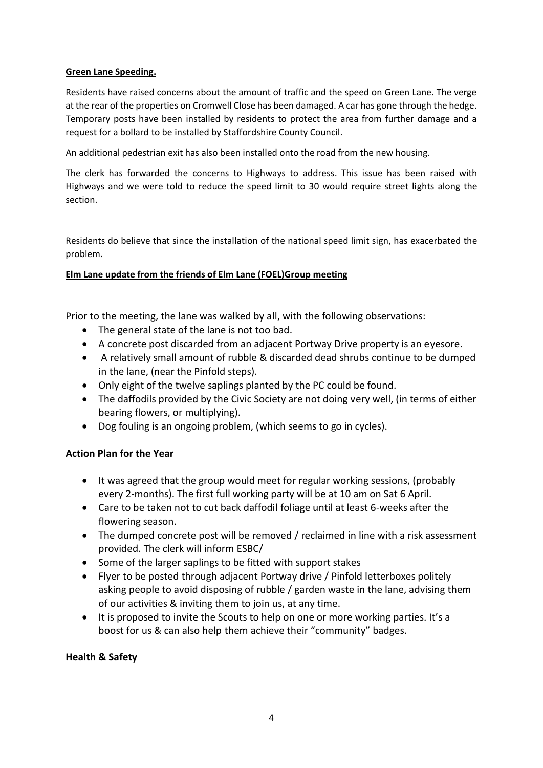**Green Lane Speeding.**

Residents have raised concerns about the amount of traffic and the speed on Green Lane. The verge at the rear of the properties on Cromwell Close has been damaged. A car has gone through the hedge. Temporary posts have been installed by residents to protect the area from further damage and a request for a bollard to be installed by Staffordshire County Council.

An additional pedestrian exit has also been installed onto the road from the new housing.

The clerk has forwarded the concerns to Highways to address. This issue has been raised with Highways and we were told to reduce the speed limit to 30 would require street lights along the section.

Residents do believe that since the installation of the national speed limit sign, has exacerbated the problem.

**Elm Lane update from the friends of Elm Lane (FOEL)Group meeting**

Prior to the meeting, the lane was walked by all, with the following observations:

- The general state of the lane is not too bad.
- A concrete post discarded from an adjacent Portway Drive property is an eyesore.
- A relatively small amount of rubble & discarded dead shrubs continue to be dumped in the lane, (near the Pinfold steps).
- Only eight of the twelve saplings planted by the PC could be found.
- The daffodils provided by the Civic Society are not doing very well, (in terms of either bearing flowers, or multiplying).
- Dog fouling is an ongoing problem, (which seems to go in cycles).

**Action Plan for the Year**

- It was agreed that the group would meet for regular working sessions, (probably every 2-months). The first full working party will be at 10 am on Sat 6 April.
- Care to be taken not to cut back daffodil foliage until at least 6-weeks after the flowering season.
- The dumped concrete post will be removed / reclaimed in line with a risk assessment provided. The clerk will inform ESBC/
- Some of the larger saplings to be fitted with support stakes
- Flyer to be posted through adjacent Portway drive / Pinfold letterboxes politely asking people to avoid disposing of rubble / garden waste in the lane, advising them of our activities & inviting them to join us, at any time.
- It is proposed to invite the Scouts to help on one or more working parties. It's a boost for us & can also help them achieve their "community" badges.

**Health & Safety**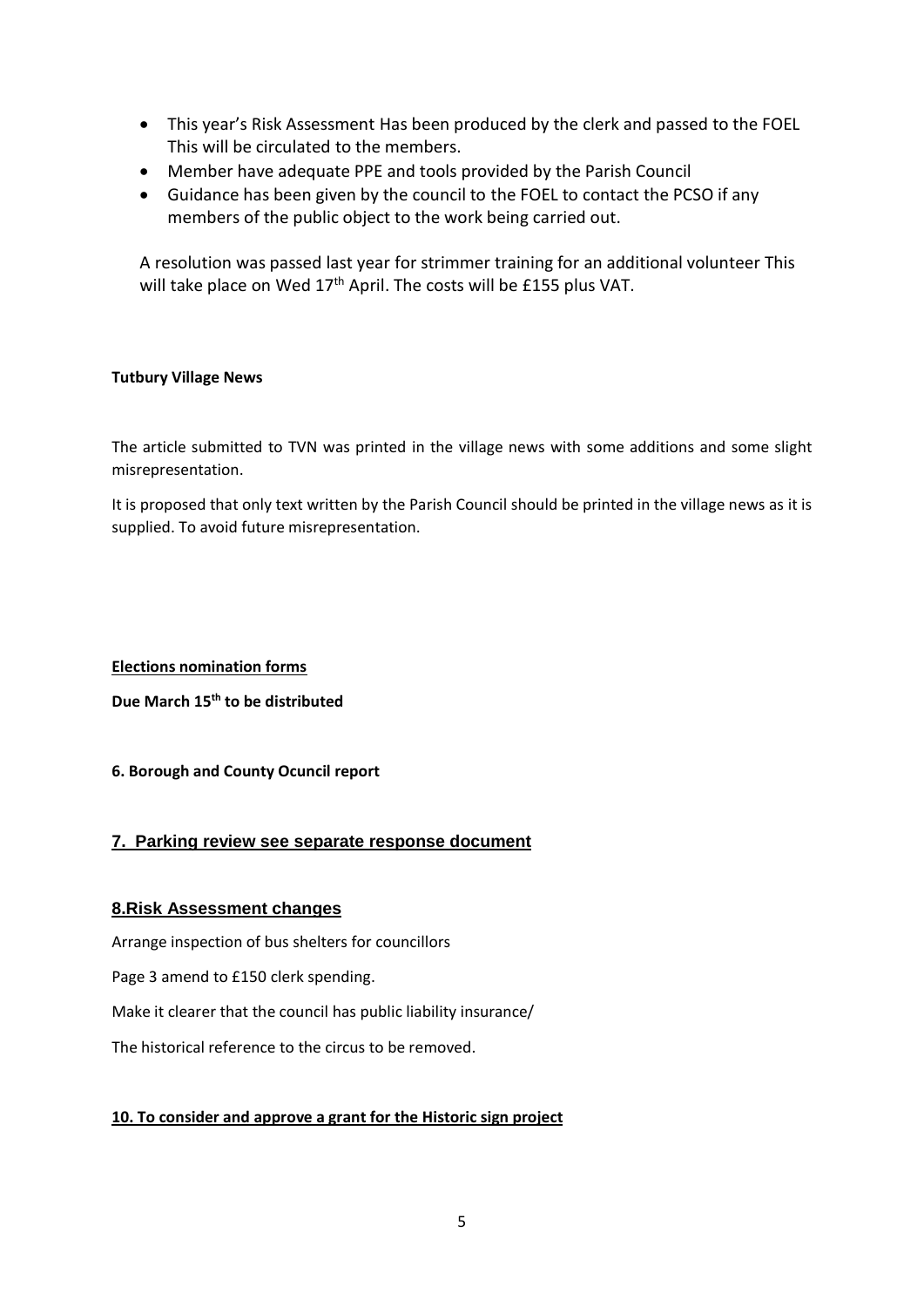- This year's Risk Assessment Has been produced by the clerk and passed to the FOEL This will be circulated to the members.
- Member have adequate PPE and tools provided by the Parish Council
- Guidance has been given by the council to the FOEL to contact the PCSO if any members of the public object to the work being carried out.

A resolution was passed last year for strimmer training for an additional volunteer This will take place on Wed 17th April. The costs will be £155 plus VAT.

**Tutbury Village News**

The article submitted to TVN was printed in the village news with some additions and some slight misrepresentation.

It is proposed that only text written by the Parish Council should be printed in the village news as it is supplied. To avoid future misrepresentation.

**Elections nomination forms**

**Due March 15th to be distributed**

**6. Borough and County Ocuncil report**

## 7. Parking review see separate response document

## 8.Risk Assessment changes

Arrange inspection of bus shelters for councillors

Page 3 amend to £150 clerk spending.

Make it clearer that the council has public liability insurance/

The historical reference to the circus to be removed.

**10. To consider and approve a grant for the Historic sign project**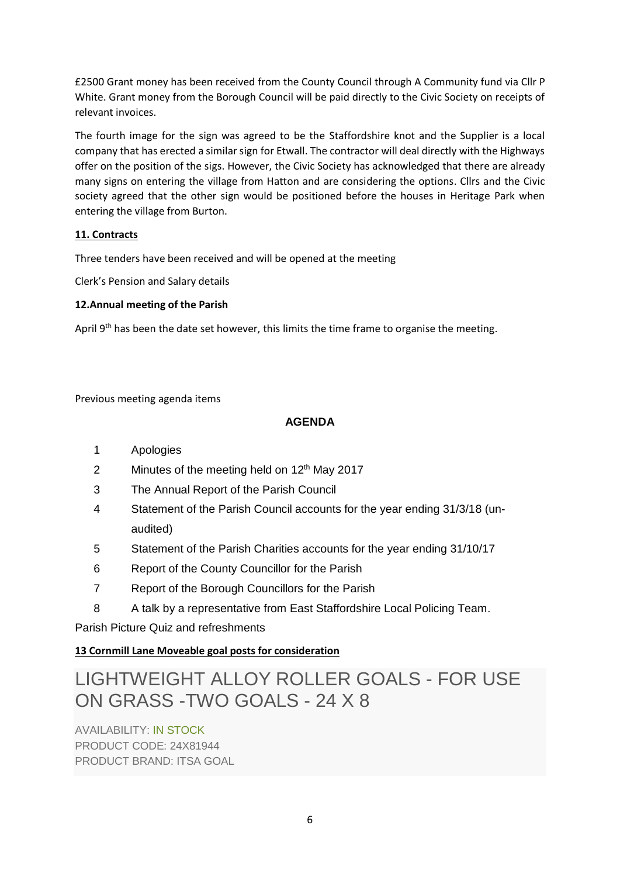£2500 Grant money has been received from the County Council through A Community fund via Cllr P White. Grant money from the Borough Council will be paid directly to the Civic Society on receipts of relevant invoices.

The fourth image for the sign was agreed to be the Staffordshire knot and the Supplier is a local company that has erected a similar sign for Etwall. The contractor will deal directly with the Highways offer on the position of the sigs. However, the Civic Society has acknowledged that there are already many signs on entering the village from Hatton and are considering the options. Cllrs and the Civic society agreed that the other sign would be positioned before the houses in Heritage Park when entering the village from Burton.

**11. Contracts**

Three tenders have been received and will be opened at the meeting

Clerk's Pension and Salary details

**12.Annual meeting of the Parish**

April 9th has been the date set however, this limits the time frame to organise the meeting.

Previous meeting agenda items

**AGENDA**

1. Apologies
2. Minutes of the meeting held on 12th May 2017
3. The Annual Report of the Parish Council
4. Statement of the Parish Council accounts for the year ending 31/3/18 (un-audited)
5. Statement of the Parish Charities accounts for the year ending 31/10/17
6. Report of the County Councillor for the Parish
7. Report of the Borough Councillors for the Parish
8. A talk by a representative from East Staffordshire Local Policing Team.

Parish Picture Quiz and refreshments

**13 Cornmill Lane Moveable goal posts for consideration**

# LIGHTWEIGHT ALLOY ROLLER GOALS - FOR USE ON GRASS -TWO GOALS - 24 X 8

AVAILABILITY: IN STOCK
PRODUCT CODE: 24X81944
PRODUCT BRAND: ITSA GOAL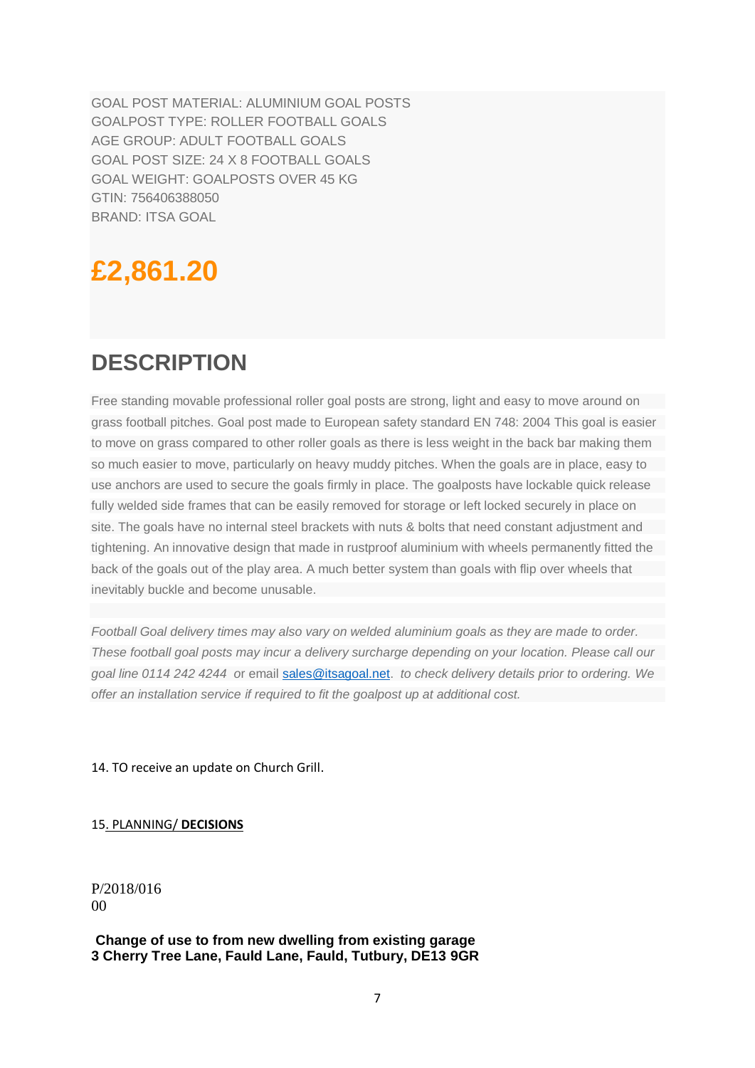GOAL POST MATERIAL: ALUMINIUM GOAL POSTS
GOALPOST TYPE: ROLLER FOOTBALL GOALS
AGE GROUP: ADULT FOOTBALL GOALS
GOAL POST SIZE: 24 X 8 FOOTBALL GOALS
GOAL WEIGHT: GOALPOSTS OVER 45 KG
GTIN: 756406388050
BRAND: ITSA GOAL

# £2,861.20

## DESCRIPTION

Free standing movable professional roller goal posts are strong, light and easy to move around on grass football pitches. Goal post made to European safety standard EN 748: 2004 This goal is easier to move on grass compared to other roller goals as there is less weight in the back bar making them so much easier to move, particularly on heavy muddy pitches. When the goals are in place, easy to use anchors are used to secure the goals firmly in place. The goalposts have lockable quick release fully welded side frames that can be easily removed for storage or left locked securely in place on site. The goals have no internal steel brackets with nuts & bolts that need constant adjustment and tightening. An innovative design that made in rustproof aluminium with wheels permanently fitted the back of the goals out of the play area. A much better system than goals with flip over wheels that inevitably buckle and become unusable.

*Football Goal delivery times may also vary on welded aluminium goals as they are made to order. These football goal posts may incur a delivery surcharge depending on your location. Please call our goal line 0114 242 4244* or email sales@itsagoal.net. *to check delivery details prior to ordering. We offer an installation service if required to fit the goalpost up at additional cost.*

14. TO receive an update on Church Grill.

15. PLANNING/ **DECISIONS**

P/2018/016
00

**Change of use to from new dwelling from existing garage**
**3 Cherry Tree Lane, Fauld Lane, Fauld, Tutbury, DE13 9GR**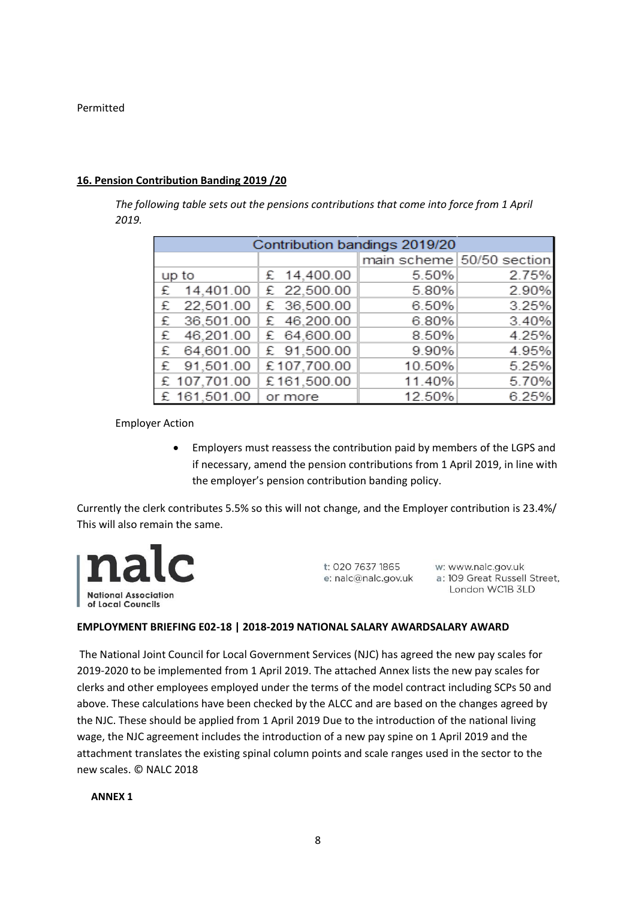Permitted

**16. Pension Contribution Banding 2019 /20**

*The following table sets out the pensions contributions that come into force from 1 April 2019.*

| Contribution bandings 2019/20 | | | |
|---|---|---|---|
| | | main scheme | 50/50 section |
| up to | £ 14,400.00 | 5.50% | 2.75% |
| £ 14,401.00 | £ 22,500.00 | 5.80% | 2.90% |
| £ 22,501.00 | £ 36,500.00 | 6.50% | 3.25% |
| £ 36,501.00 | £ 46,200.00 | 6.80% | 3.40% |
| £ 46,201.00 | £ 64,600.00 | 8.50% | 4.25% |
| £ 64,601.00 | £ 91,500.00 | 9.90% | 4.95% |
| £ 91,501.00 | £ 107,700.00 | 10.50% | 5.25% |
| £ 107,701.00 | £ 161,500.00 | 11.40% | 5.70% |
| £ 161,501.00 | or more | 12.50% | 6.25% |

Employer Action

- Employers must reassess the contribution paid by members of the LGPS and if necessary, amend the pension contributions from 1 April 2019, in line with the employer's pension contribution banding policy.

Currently the clerk contributes 5.5% so this will not change, and the Employer contribution is 23.4%/ This will also remain the same.

**nalc**
National Association of Local Councils

t: 020 7637 1865
e: nalc@nalc.gov.uk
w: www.nalc.gov.uk
a: 109 Great Russell Street, London WC1B 3LD

**EMPLOYMENT BRIEFING E02-18 | 2018-2019 NATIONAL SALARY AWARDSALARY AWARD**

The National Joint Council for Local Government Services (NJC) has agreed the new pay scales for 2019-2020 to be implemented from 1 April 2019. The attached Annex lists the new pay scales for clerks and other employees employed under the terms of the model contract including SCPs 50 and above. These calculations have been checked by the ALCC and are based on the changes agreed by the NJC. These should be applied from 1 April 2019 Due to the introduction of the national living wage, the NJC agreement includes the introduction of a new pay spine on 1 April 2019 and the attachment translates the existing spinal column points and scale ranges used in the sector to the new scales. © NALC 2018

**ANNEX 1**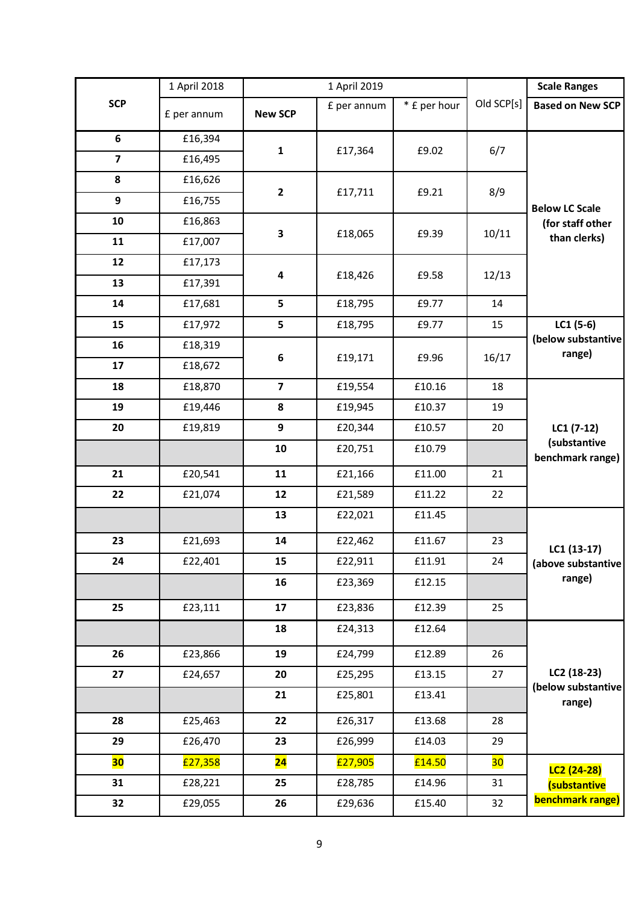| SCP | 1 April 2018 | 1 April 2019 | | | Old SCP[s] | Scale Ranges |
|---|---|---|---|---|---|---|
| | £ per annum | New SCP | £ per annum | * £ per hour | | Based on New SCP |
| **6** | £16,394 | **1** | £17,364 | £9.02 | 6/7 | **Below LC Scale (for staff other than clerks)** |
| **7** | £16,495 | | | | | |
| **8** | £16,626 | **2** | £17,711 | £9.21 | 8/9 | |
| **9** | £16,755 | | | | | |
| **10** | £16,863 | **3** | £18,065 | £9.39 | 10/11 | |
| **11** | £17,007 | | | | | |
| **12** | £17,173 | **4** | £18,426 | £9.58 | 12/13 | |
| **13** | £17,391 | | | | | |
| **14** | £17,681 | **5** | £18,795 | £9.77 | 14 | |
| **15** | £17,972 | **5** | £18,795 | £9.77 | 15 | **LC1 (5-6) (below substantive range)** |
| **16** | £18,319 | **6** | £19,171 | £9.96 | 16/17 | |
| **17** | £18,672 | | | | | |
| **18** | £18,870 | **7** | £19,554 | £10.16 | 18 | **LC1 (7-12) (substantive benchmark range)** |
| **19** | £19,446 | **8** | £19,945 | £10.37 | 19 | |
| **20** | £19,819 | **9** | £20,344 | £10.57 | 20 | |
| | | **10** | £20,751 | £10.79 | | |
| **21** | £20,541 | **11** | £21,166 | £11.00 | 21 | |
| **22** | £21,074 | **12** | £21,589 | £11.22 | 22 | |
| | | **13** | £22,021 | £11.45 | | **LC1 (13-17) (above substantive range)** |
| **23** | £21,693 | **14** | £22,462 | £11.67 | 23 | |
| **24** | £22,401 | **15** | £22,911 | £11.91 | 24 | |
| | | **16** | £23,369 | £12.15 | | |
| **25** | £23,111 | **17** | £23,836 | £12.39 | 25 | |
| | | **18** | £24,313 | £12.64 | | **LC2 (18-23) (below substantive range)** |
| **26** | £23,866 | **19** | £24,799 | £12.89 | 26 | |
| **27** | £24,657 | **20** | £25,295 | £13.15 | 27 | |
| | | **21** | £25,801 | £13.41 | | |
| **28** | £25,463 | **22** | £26,317 | £13.68 | 28 | |
| **29** | £26,470 | **23** | £26,999 | £14.03 | 29 | |
| **30** | £27,358 | **24** | £27,905 | £14.50 | 30 | **LC2 (24-28) (substantive benchmark range)** |
| **31** | £28,221 | **25** | £28,785 | £14.96 | 31 | |
| **32** | £29,055 | **26** | £29,636 | £15.40 | 32 | |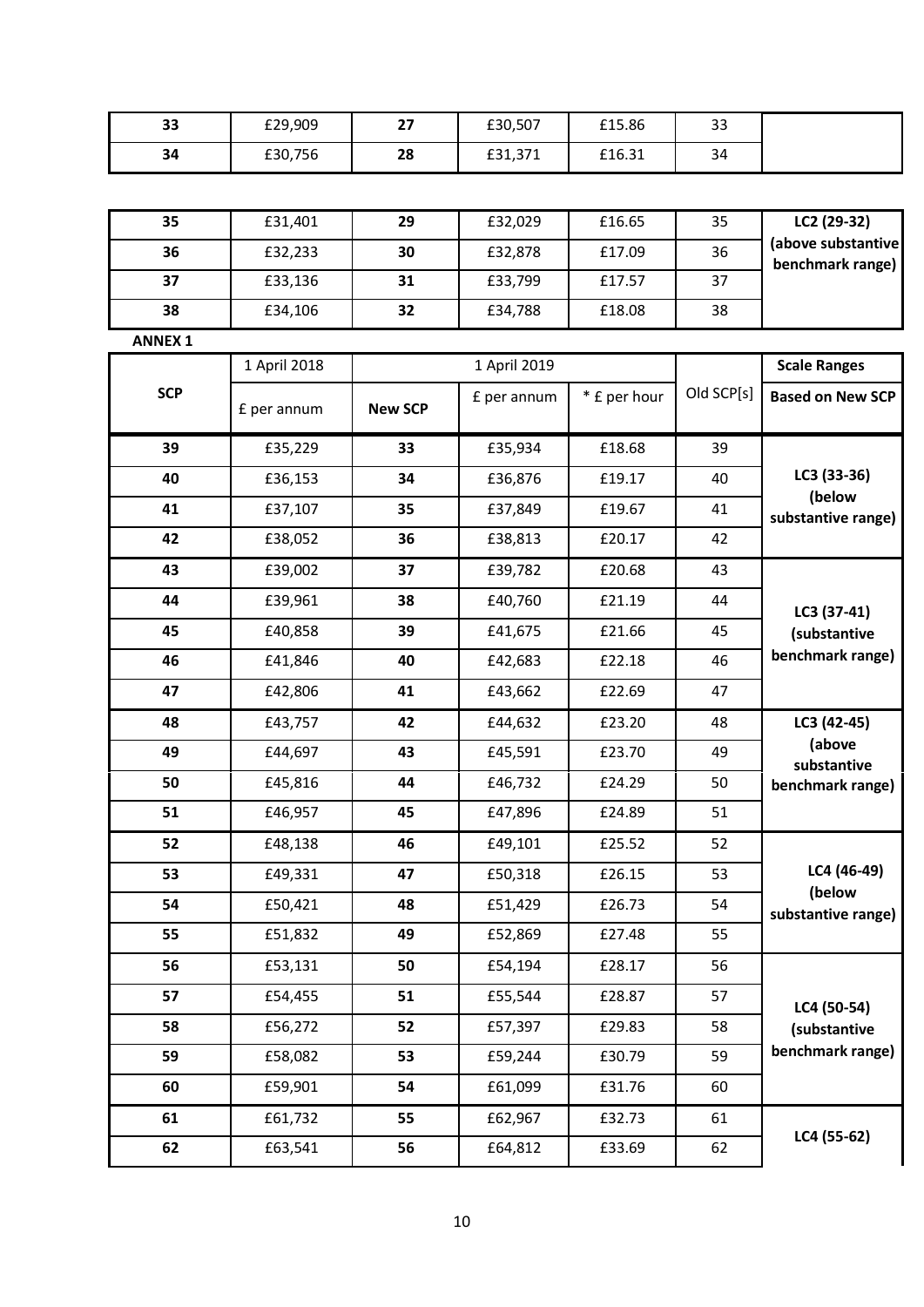| 33 | £29,909 | 27 | £30,507 | £15.86 | 33 | |
|---|---|---|---|---|---|---|
| 34 | £30,756 | 28 | £31,371 | £16.31 | 34 | |

| 35 | £31,401 | 29 | £32,029 | £16.65 | 35 | LC2 (29-32) (above substantive benchmark range) |
|---|---|---|---|---|---|---|
| 36 | £32,233 | 30 | £32,878 | £17.09 | 36 | |
| 37 | £33,136 | 31 | £33,799 | £17.57 | 37 | |
| 38 | £34,106 | 32 | £34,788 | £18.08 | 38 | |

**ANNEX 1**

| SCP | 1 April 2018 | 1 April 2019 | | | Old SCP[s] | Scale Ranges |
|---|---|---|---|---|---|---|
| | £ per annum | New SCP | £ per annum | * £ per hour | | Based on New SCP |
| 39 | £35,229 | 33 | £35,934 | £18.68 | 39 | LC3 (33-36) (below substantive range) |
| 40 | £36,153 | 34 | £36,876 | £19.17 | 40 | |
| 41 | £37,107 | 35 | £37,849 | £19.67 | 41 | |
| 42 | £38,052 | 36 | £38,813 | £20.17 | 42 | |
| 43 | £39,002 | 37 | £39,782 | £20.68 | 43 | LC3 (37-41) (substantive benchmark range) |
| 44 | £39,961 | 38 | £40,760 | £21.19 | 44 | |
| 45 | £40,858 | 39 | £41,675 | £21.66 | 45 | |
| 46 | £41,846 | 40 | £42,683 | £22.18 | 46 | |
| 47 | £42,806 | 41 | £43,662 | £22.69 | 47 | |
| 48 | £43,757 | 42 | £44,632 | £23.20 | 48 | LC3 (42-45) (above substantive benchmark range) |
| 49 | £44,697 | 43 | £45,591 | £23.70 | 49 | |
| 50 | £45,816 | 44 | £46,732 | £24.29 | 50 | |
| 51 | £46,957 | 45 | £47,896 | £24.89 | 51 | |
| 52 | £48,138 | 46 | £49,101 | £25.52 | 52 | LC4 (46-49) (below substantive range) |
| 53 | £49,331 | 47 | £50,318 | £26.15 | 53 | |
| 54 | £50,421 | 48 | £51,429 | £26.73 | 54 | |
| 55 | £51,832 | 49 | £52,869 | £27.48 | 55 | |
| 56 | £53,131 | 50 | £54,194 | £28.17 | 56 | LC4 (50-54) (substantive benchmark range) |
| 57 | £54,455 | 51 | £55,544 | £28.87 | 57 | |
| 58 | £56,272 | 52 | £57,397 | £29.83 | 58 | |
| 59 | £58,082 | 53 | £59,244 | £30.79 | 59 | |
| 60 | £59,901 | 54 | £61,099 | £31.76 | 60 | |
| 61 | £61,732 | 55 | £62,967 | £32.73 | 61 | LC4 (55-62) |
| 62 | £63,541 | 56 | £64,812 | £33.69 | 62 | |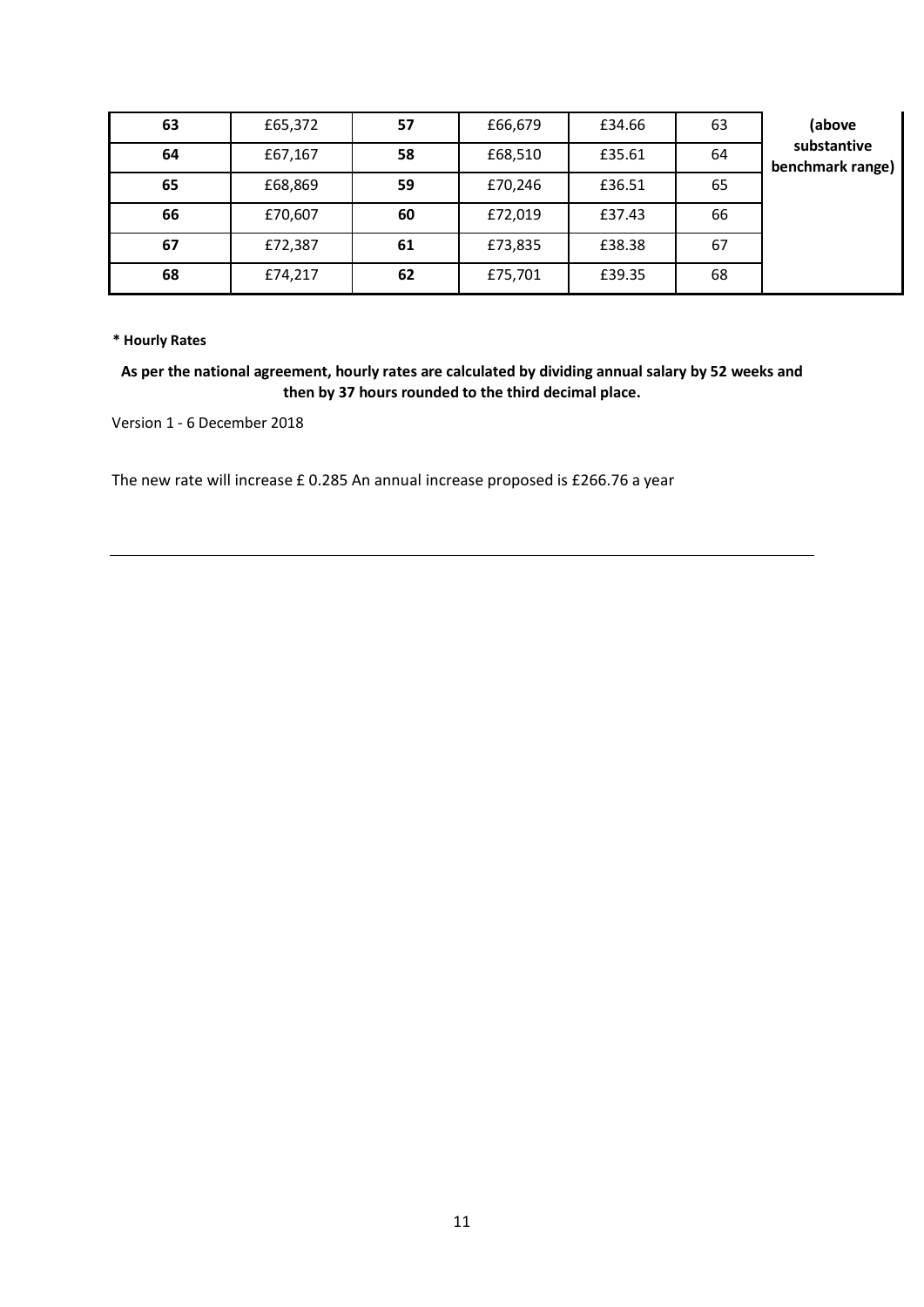| | | | | | | |
|---|---|---|---|---|---|---|
| **63** | £65,372 | **57** | £66,679 | £34.66 | 63 | **(above substantive benchmark range)** |
| **64** | £67,167 | **58** | £68,510 | £35.61 | 64 | |
| **65** | £68,869 | **59** | £70,246 | £36.51 | 65 | |
| **66** | £70,607 | **60** | £72,019 | £37.43 | 66 | |
| **67** | £72,387 | **61** | £73,835 | £38.38 | 67 | |
| **68** | £74,217 | **62** | £75,701 | £39.35 | 68 | |

**\* Hourly Rates**

**As per the national agreement, hourly rates are calculated by dividing annual salary by 52 weeks and then by 37 hours rounded to the third decimal place.**

Version 1 - 6 December 2018

The new rate will increase £ 0.285 An annual increase proposed is £266.76 a year

---